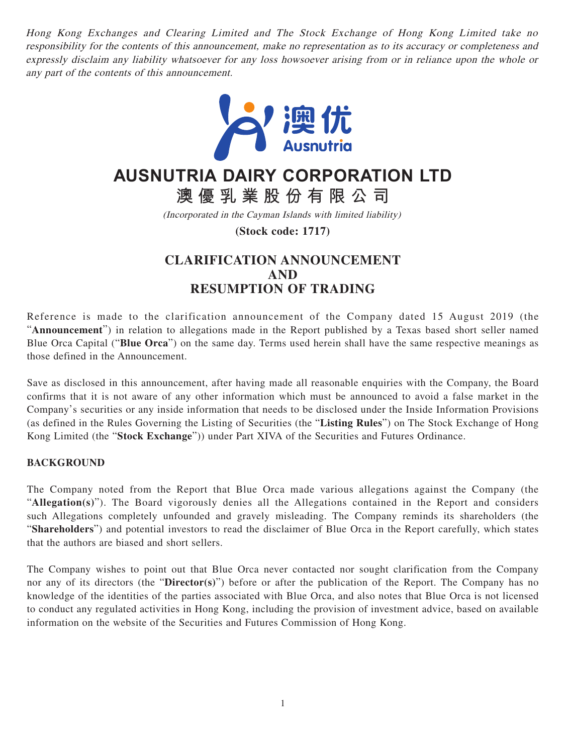*Hong Kong Exchanges and Clearing Limited and The Stock Exchange of Hong Kong Limited take no responsibility for the contents of this announcement, make no representation as to its accuracy or completeness and expressly disclaim any liability whatsoever for any loss howsoever arising from or in reliance upon the whole or any part of the contents of this announcement.*

# AUSNUTRIA DAIRY CORPORATION LTD

# 澳優乳業股份有限公司

*(Incorporated in the Cayman Islands with limited liability)*

**(Stock code: 1717)**

## CLARIFICATION ANNOUNCEMENT AND RESUMPTION OF TRADING

Reference is made to the clarification announcement of the Company dated 15 August 2019 (the "**Announcement**") in relation to allegations made in the Report published by a Texas based short seller named Blue Orca Capital ("**Blue Orca**") on the same day. Terms used herein shall have the same respective meanings as those defined in the Announcement.

Save as disclosed in this announcement, after having made all reasonable enquiries with the Company, the Board confirms that it is not aware of any other information which must be announced to avoid a false market in the Company's securities or any inside information that needs to be disclosed under the Inside Information Provisions (as defined in the Rules Governing the Listing of Securities (the "**Listing Rules**") on The Stock Exchange of Hong Kong Limited (the "**Stock Exchange**")) under Part XIVA of the Securities and Futures Ordinance.

### BACKGROUND

The Company noted from the Report that Blue Orca made various allegations against the Company (the "**Allegation(s)**"). The Board vigorously denies all the Allegations contained in the Report and considers such Allegations completely unfounded and gravely misleading. The Company reminds its shareholders (the "**Shareholders**") and potential investors to read the disclaimer of Blue Orca in the Report carefully, which states that the authors are biased and short sellers.

The Company wishes to point out that Blue Orca never contacted nor sought clarification from the Company nor any of its directors (the "**Director(s)**") before or after the publication of the Report. The Company has no knowledge of the identities of the parties associated with Blue Orca, and also notes that Blue Orca is not licensed to conduct any regulated activities in Hong Kong, including the provision of investment advice, based on available information on the website of the Securities and Futures Commission of Hong Kong.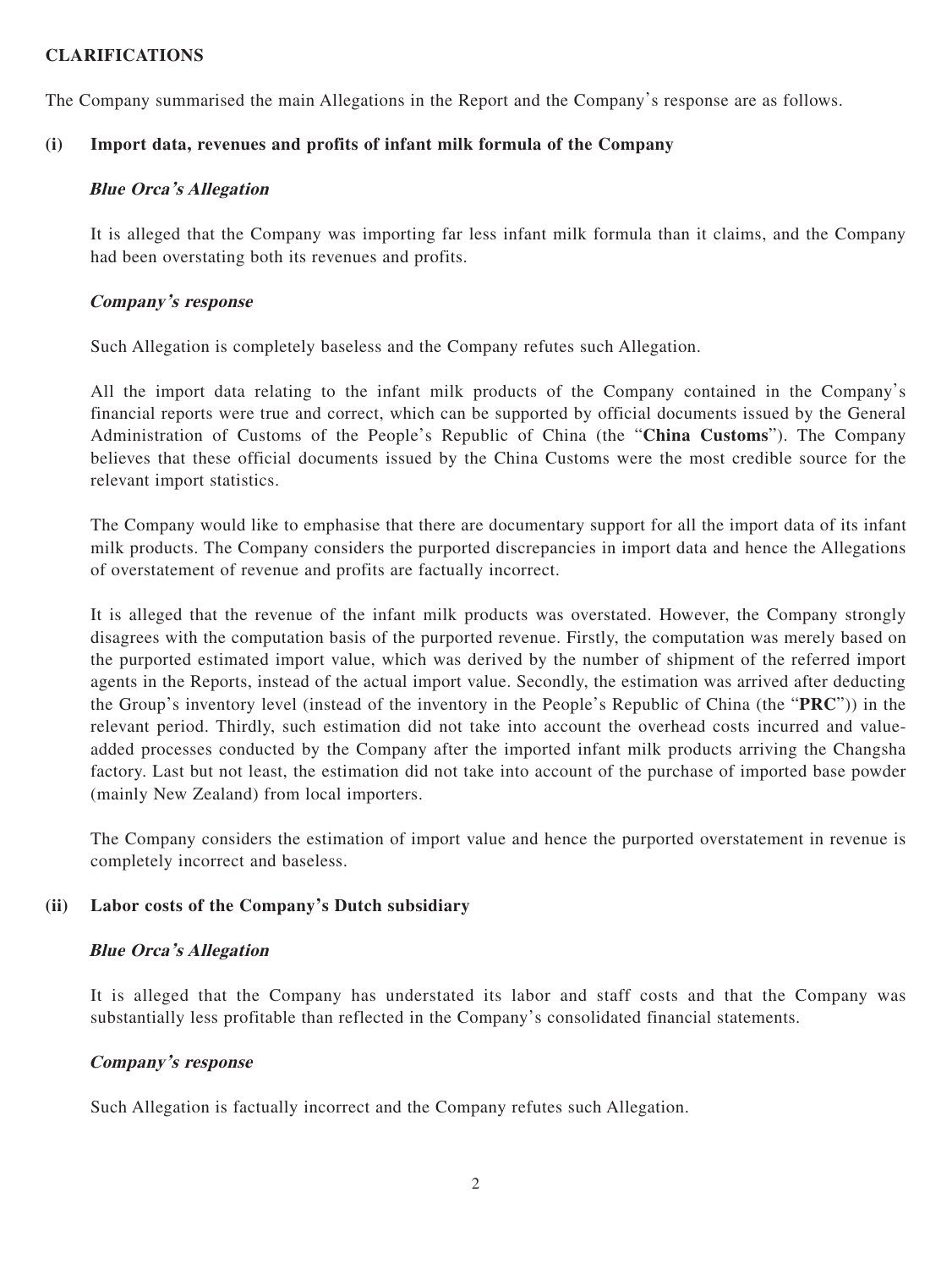## CLARIFICATIONS

The Company summarised the main Allegations in the Report and the Company's response are as follows.

### (i) Import data, revenues and profits of infant milk formula of the Company

***Blue Orca's Allegation***

It is alleged that the Company was importing far less infant milk formula than it claims, and the Company had been overstating both its revenues and profits.

***Company's response***

Such Allegation is completely baseless and the Company refutes such Allegation.

All the import data relating to the infant milk products of the Company contained in the Company's financial reports were true and correct, which can be supported by official documents issued by the General Administration of Customs of the People's Republic of China (the "**China Customs**"). The Company believes that these official documents issued by the China Customs were the most credible source for the relevant import statistics.

The Company would like to emphasise that there are documentary support for all the import data of its infant milk products. The Company considers the purported discrepancies in import data and hence the Allegations of overstatement of revenue and profits are factually incorrect.

It is alleged that the revenue of the infant milk products was overstated. However, the Company strongly disagrees with the computation basis of the purported revenue. Firstly, the computation was merely based on the purported estimated import value, which was derived by the number of shipment of the referred import agents in the Reports, instead of the actual import value. Secondly, the estimation was arrived after deducting the Group's inventory level (instead of the inventory in the People's Republic of China (the "**PRC**")) in the relevant period. Thirdly, such estimation did not take into account the overhead costs incurred and value-added processes conducted by the Company after the imported infant milk products arriving the Changsha factory. Last but not least, the estimation did not take into account of the purchase of imported base powder (mainly New Zealand) from local importers.

The Company considers the estimation of import value and hence the purported overstatement in revenue is completely incorrect and baseless.

### (ii) Labor costs of the Company's Dutch subsidiary

***Blue Orca's Allegation***

It is alleged that the Company has understated its labor and staff costs and that the Company was substantially less profitable than reflected in the Company's consolidated financial statements.

***Company's response***

Such Allegation is factually incorrect and the Company refutes such Allegation.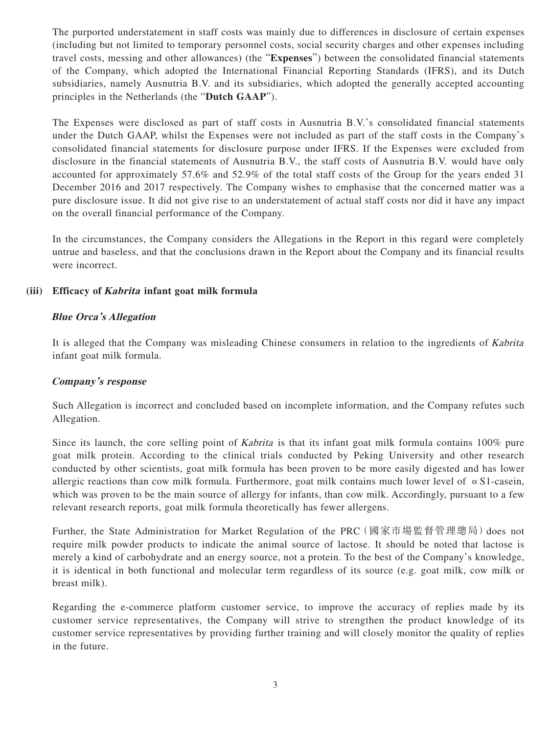The purported understatement in staff costs was mainly due to differences in disclosure of certain expenses (including but not limited to temporary personnel costs, social security charges and other expenses including travel costs, messing and other allowances) (the "**Expenses**") between the consolidated financial statements of the Company, which adopted the International Financial Reporting Standards (IFRS), and its Dutch subsidiaries, namely Ausnutria B.V. and its subsidiaries, which adopted the generally accepted accounting principles in the Netherlands (the "**Dutch GAAP**").

The Expenses were disclosed as part of staff costs in Ausnutria B.V.'s consolidated financial statements under the Dutch GAAP, whilst the Expenses were not included as part of the staff costs in the Company's consolidated financial statements for disclosure purpose under IFRS. If the Expenses were excluded from disclosure in the financial statements of Ausnutria B.V., the staff costs of Ausnutria B.V. would have only accounted for approximately 57.6% and 52.9% of the total staff costs of the Group for the years ended 31 December 2016 and 2017 respectively. The Company wishes to emphasise that the concerned matter was a pure disclosure issue. It did not give rise to an understatement of actual staff costs nor did it have any impact on the overall financial performance of the Company.

In the circumstances, the Company considers the Allegations in the Report in this regard were completely untrue and baseless, and that the conclusions drawn in the Report about the Company and its financial results were incorrect.

### (iii) Efficacy of *Kabrita* infant goat milk formula

***Blue Orca's Allegation***

It is alleged that the Company was misleading Chinese consumers in relation to the ingredients of *Kabrita* infant goat milk formula.

***Company's response***

Such Allegation is incorrect and concluded based on incomplete information, and the Company refutes such Allegation.

Since its launch, the core selling point of *Kabrita* is that its infant goat milk formula contains 100% pure goat milk protein. According to the clinical trials conducted by Peking University and other research conducted by other scientists, goat milk formula has been proven to be more easily digested and has lower allergic reactions than cow milk formula. Furthermore, goat milk contains much lower level of αS1-casein, which was proven to be the main source of allergy for infants, than cow milk. Accordingly, pursuant to a few relevant research reports, goat milk formula theoretically has fewer allergens.

Further, the State Administration for Market Regulation of the PRC（國家市場監督管理總局）does not require milk powder products to indicate the animal source of lactose. It should be noted that lactose is merely a kind of carbohydrate and an energy source, not a protein. To the best of the Company's knowledge, it is identical in both functional and molecular term regardless of its source (e.g. goat milk, cow milk or breast milk).

Regarding the e-commerce platform customer service, to improve the accuracy of replies made by its customer service representatives, the Company will strive to strengthen the product knowledge of its customer service representatives by providing further training and will closely monitor the quality of replies in the future.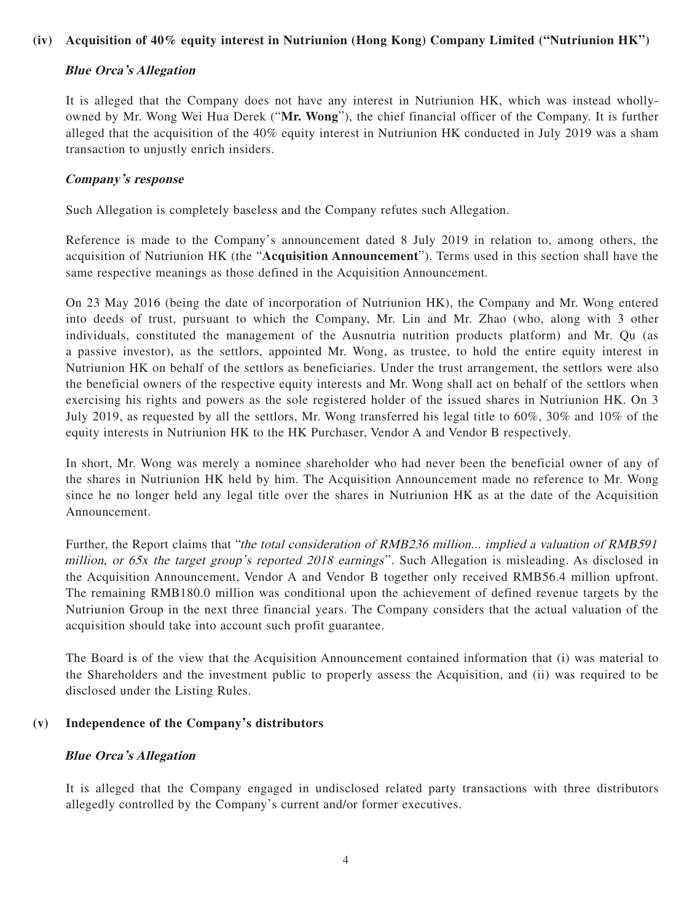### (iv) Acquisition of 40% equity interest in Nutriunion (Hong Kong) Company Limited ("Nutriunion HK")

***Blue Orca's Allegation***

It is alleged that the Company does not have any interest in Nutriunion HK, which was instead wholly-owned by Mr. Wong Wei Hua Derek ("**Mr. Wong**"), the chief financial officer of the Company. It is further alleged that the acquisition of the 40% equity interest in Nutriunion HK conducted in July 2019 was a sham transaction to unjustly enrich insiders.

***Company's response***

Such Allegation is completely baseless and the Company refutes such Allegation.

Reference is made to the Company's announcement dated 8 July 2019 in relation to, among others, the acquisition of Nutriunion HK (the "**Acquisition Announcement**"). Terms used in this section shall have the same respective meanings as those defined in the Acquisition Announcement.

On 23 May 2016 (being the date of incorporation of Nutriunion HK), the Company and Mr. Wong entered into deeds of trust, pursuant to which the Company, Mr. Lin and Mr. Zhao (who, along with 3 other individuals, constituted the management of the Ausnutria nutrition products platform) and Mr. Qu (as a passive investor), as the settlors, appointed Mr. Wong, as trustee, to hold the entire equity interest in Nutriunion HK on behalf of the settlors as beneficiaries. Under the trust arrangement, the settlors were also the beneficial owners of the respective equity interests and Mr. Wong shall act on behalf of the settlors when exercising his rights and powers as the sole registered holder of the issued shares in Nutriunion HK. On 3 July 2019, as requested by all the settlors, Mr. Wong transferred his legal title to 60%, 30% and 10% of the equity interests in Nutriunion HK to the HK Purchaser, Vendor A and Vendor B respectively.

In short, Mr. Wong was merely a nominee shareholder who had never been the beneficial owner of any of the shares in Nutriunion HK held by him. The Acquisition Announcement made no reference to Mr. Wong since he no longer held any legal title over the shares in Nutriunion HK as at the date of the Acquisition Announcement.

Further, the Report claims that "*the total consideration of RMB236 million... implied a valuation of RMB591 million, or 65x the target group's reported 2018 earnings*". Such Allegation is misleading. As disclosed in the Acquisition Announcement, Vendor A and Vendor B together only received RMB56.4 million upfront. The remaining RMB180.0 million was conditional upon the achievement of defined revenue targets by the Nutriunion Group in the next three financial years. The Company considers that the actual valuation of the acquisition should take into account such profit guarantee.

The Board is of the view that the Acquisition Announcement contained information that (i) was material to the Shareholders and the investment public to properly assess the Acquisition, and (ii) was required to be disclosed under the Listing Rules.

### (v) Independence of the Company's distributors

***Blue Orca's Allegation***

It is alleged that the Company engaged in undisclosed related party transactions with three distributors allegedly controlled by the Company's current and/or former executives.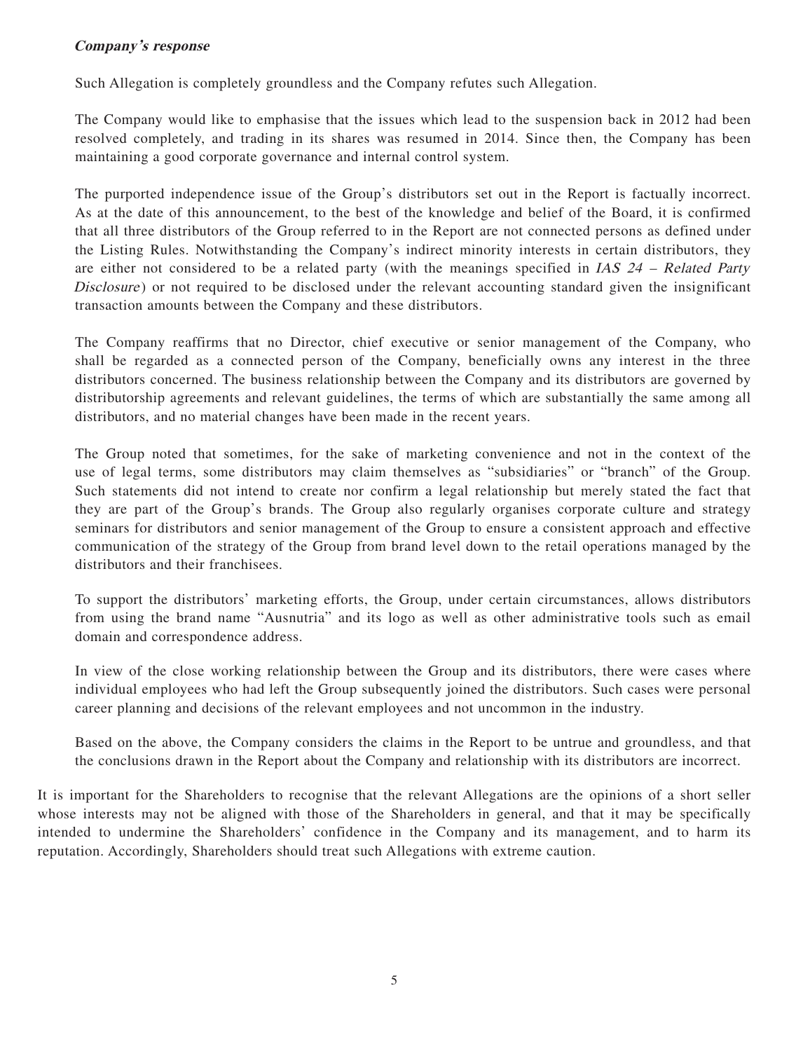***Company's response***

Such Allegation is completely groundless and the Company refutes such Allegation.

The Company would like to emphasise that the issues which lead to the suspension back in 2012 had been resolved completely, and trading in its shares was resumed in 2014. Since then, the Company has been maintaining a good corporate governance and internal control system.

The purported independence issue of the Group's distributors set out in the Report is factually incorrect. As at the date of this announcement, to the best of the knowledge and belief of the Board, it is confirmed that all three distributors of the Group referred to in the Report are not connected persons as defined under the Listing Rules. Notwithstanding the Company's indirect minority interests in certain distributors, they are either not considered to be a related party (with the meanings specified in *IAS 24 – Related Party Disclosure*) or not required to be disclosed under the relevant accounting standard given the insignificant transaction amounts between the Company and these distributors.

The Company reaffirms that no Director, chief executive or senior management of the Company, who shall be regarded as a connected person of the Company, beneficially owns any interest in the three distributors concerned. The business relationship between the Company and its distributors are governed by distributorship agreements and relevant guidelines, the terms of which are substantially the same among all distributors, and no material changes have been made in the recent years.

The Group noted that sometimes, for the sake of marketing convenience and not in the context of the use of legal terms, some distributors may claim themselves as "subsidiaries" or "branch" of the Group. Such statements did not intend to create nor confirm a legal relationship but merely stated the fact that they are part of the Group's brands. The Group also regularly organises corporate culture and strategy seminars for distributors and senior management of the Group to ensure a consistent approach and effective communication of the strategy of the Group from brand level down to the retail operations managed by the distributors and their franchisees.

To support the distributors' marketing efforts, the Group, under certain circumstances, allows distributors from using the brand name "Ausnutria" and its logo as well as other administrative tools such as email domain and correspondence address.

In view of the close working relationship between the Group and its distributors, there were cases where individual employees who had left the Group subsequently joined the distributors. Such cases were personal career planning and decisions of the relevant employees and not uncommon in the industry.

Based on the above, the Company considers the claims in the Report to be untrue and groundless, and that the conclusions drawn in the Report about the Company and relationship with its distributors are incorrect.

It is important for the Shareholders to recognise that the relevant Allegations are the opinions of a short seller whose interests may not be aligned with those of the Shareholders in general, and that it may be specifically intended to undermine the Shareholders' confidence in the Company and its management, and to harm its reputation. Accordingly, Shareholders should treat such Allegations with extreme caution.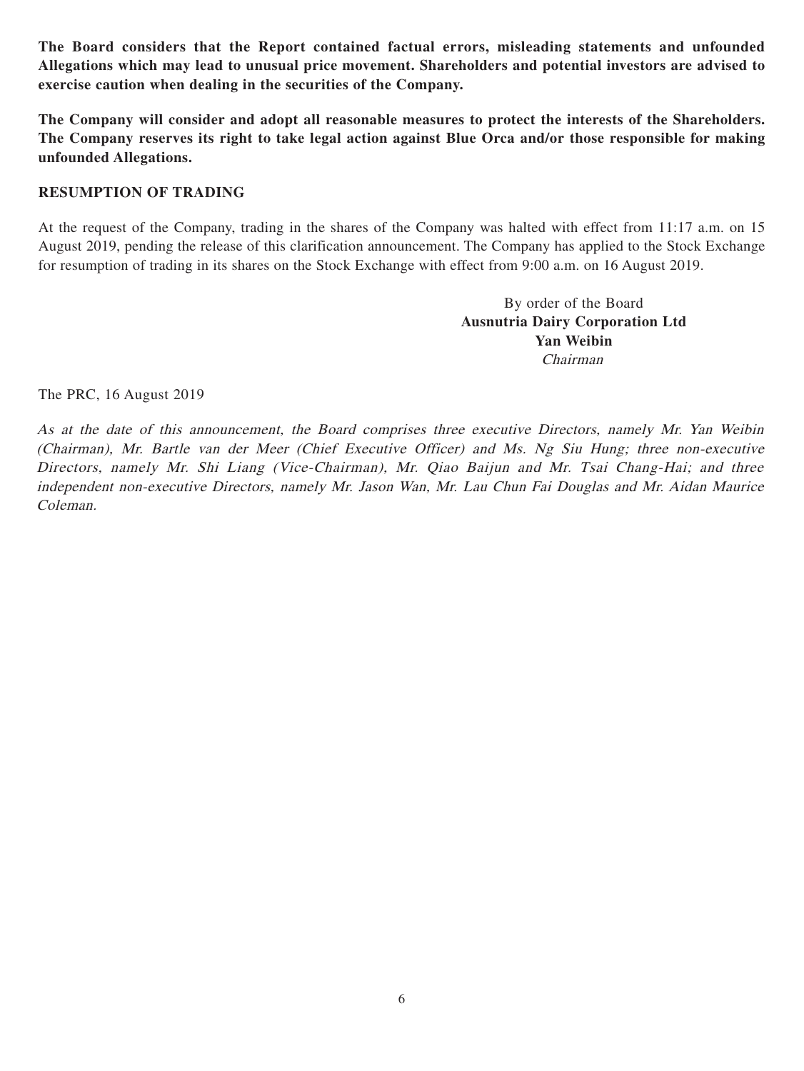**The Board considers that the Report contained factual errors, misleading statements and unfounded Allegations which may lead to unusual price movement. Shareholders and potential investors are advised to exercise caution when dealing in the securities of the Company.**

**The Company will consider and adopt all reasonable measures to protect the interests of the Shareholders. The Company reserves its right to take legal action against Blue Orca and/or those responsible for making unfounded Allegations.**

## RESUMPTION OF TRADING

At the request of the Company, trading in the shares of the Company was halted with effect from 11:17 a.m. on 15 August 2019, pending the release of this clarification announcement. The Company has applied to the Stock Exchange for resumption of trading in its shares on the Stock Exchange with effect from 9:00 a.m. on 16 August 2019.

By order of the Board
**Ausnutria Dairy Corporation Ltd**
**Yan Weibin**
*Chairman*

The PRC, 16 August 2019

*As at the date of this announcement, the Board comprises three executive Directors, namely Mr. Yan Weibin (Chairman), Mr. Bartle van der Meer (Chief Executive Officer) and Ms. Ng Siu Hung; three non-executive Directors, namely Mr. Shi Liang (Vice-Chairman), Mr. Qiao Baijun and Mr. Tsai Chang-Hai; and three independent non-executive Directors, namely Mr. Jason Wan, Mr. Lau Chun Fai Douglas and Mr. Aidan Maurice Coleman.*